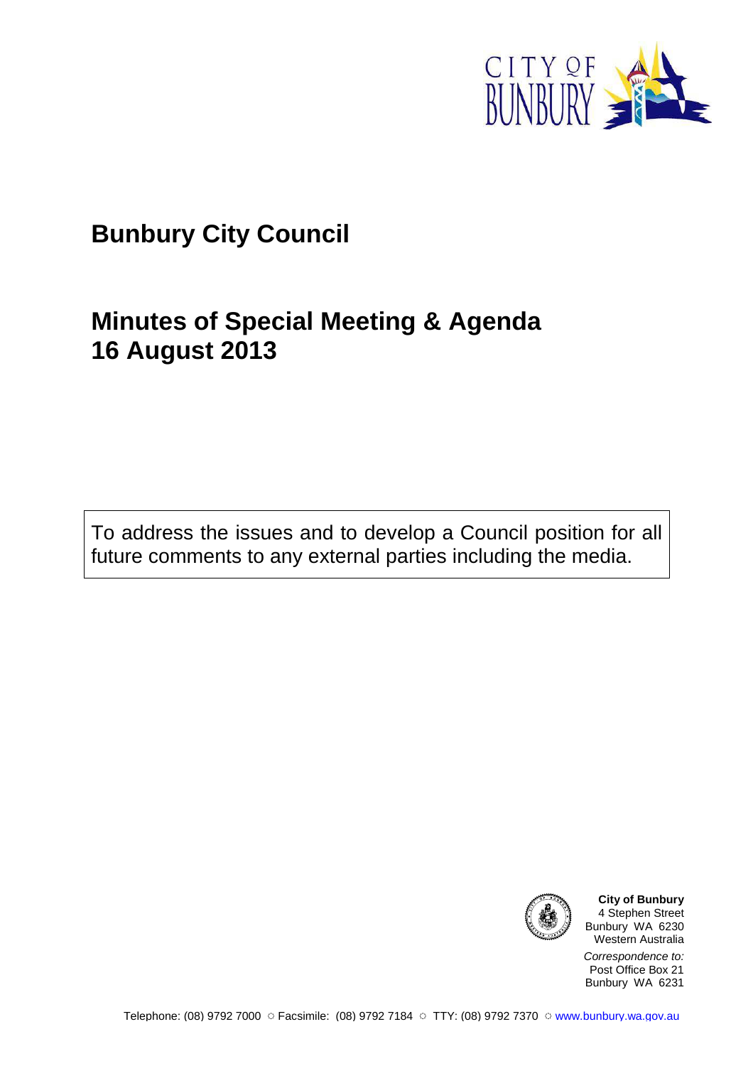# Bunbury City Council

## Minutes of Special Meeting & Agenda
## 16 August 2013

To address the issues and to develop a Council position for all future comments to any external parties including the media.

**City of Bunbury**
4 Stephen Street
Bunbury WA 6230
Western Australia

*Correspondence to:*
Post Office Box 21
Bunbury WA 6231

Telephone: (08) 9792 7000 ○ Facsimile: (08) 9792 7184 ○ TTY: (08) 9792 7370 ○ www.bunbury.wa.gov.au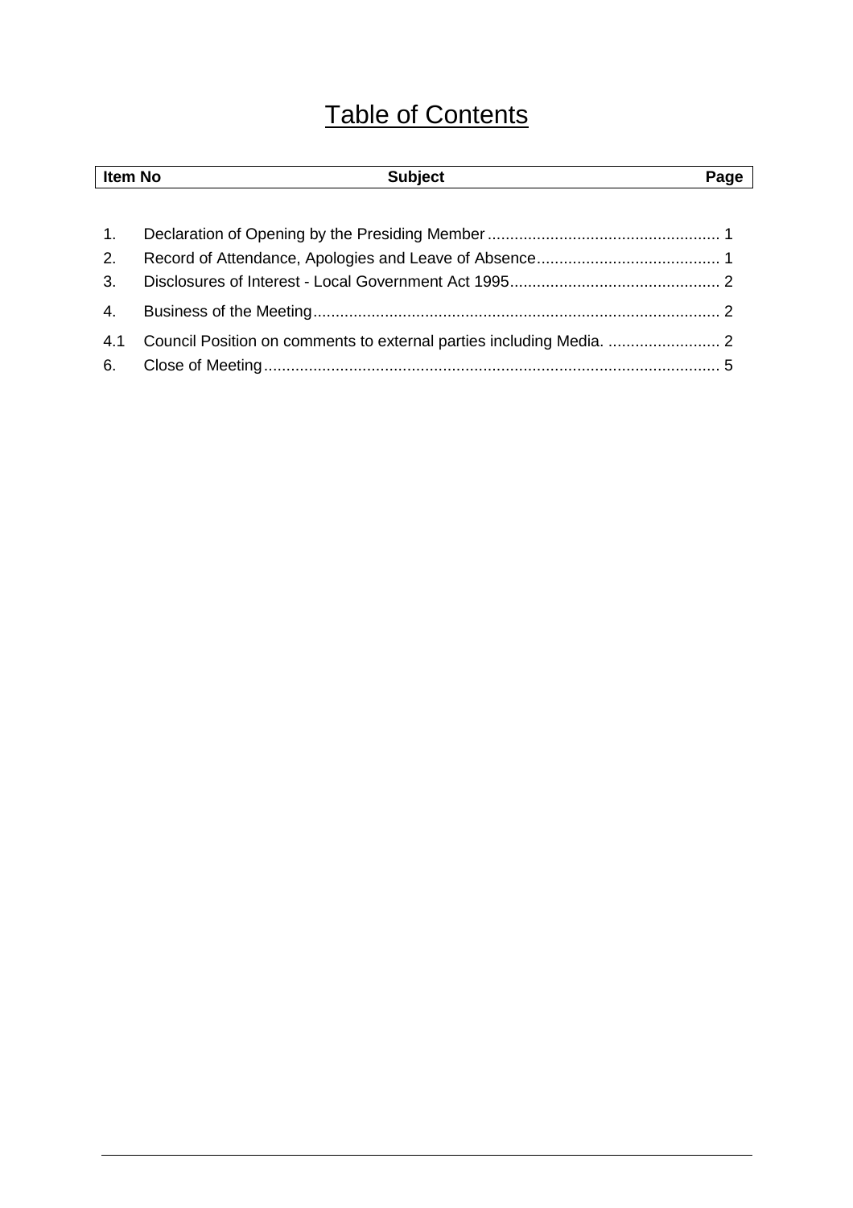# Table of Contents

| Item No | Subject | Page |
|---|---|---|
| 1. | Declaration of Opening by the Presiding Member | 1 |
| 2. | Record of Attendance, Apologies and Leave of Absence | 1 |
| 3. | Disclosures of Interest - Local Government Act 1995 | 2 |
| 4. | Business of the Meeting | 2 |
| 4.1 | Council Position on comments to external parties including Media. | 2 |
| 6. | Close of Meeting | 5 |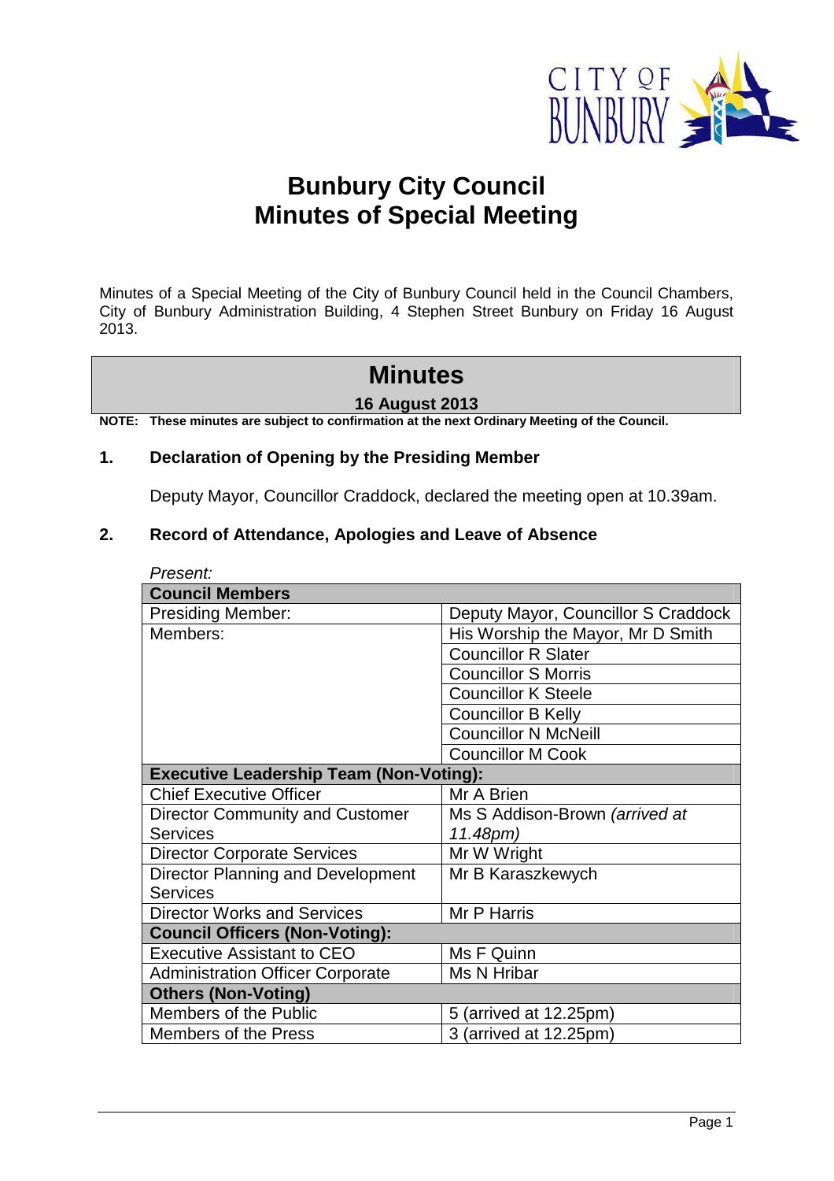# Bunbury City Council
# Minutes of Special Meeting

Minutes of a Special Meeting of the City of Bunbury Council held in the Council Chambers, City of Bunbury Administration Building, 4 Stephen Street Bunbury on Friday 16 August 2013.

## Minutes

**16 August 2013**

**NOTE: These minutes are subject to confirmation at the next Ordinary Meeting of the Council.**

## 1. Declaration of Opening by the Presiding Member

Deputy Mayor, Councillor Craddock, declared the meeting open at 10.39am.

## 2. Record of Attendance, Apologies and Leave of Absence

*Present:*

| **Council Members** | |
|---|---|
| Presiding Member: | Deputy Mayor, Councillor S Craddock |
| Members: | His Worship the Mayor, Mr D Smith |
| | Councillor R Slater |
| | Councillor S Morris |
| | Councillor K Steele |
| | Councillor B Kelly |
| | Councillor N McNeill |
| | Councillor M Cook |
| **Executive Leadership Team (Non-Voting):** | |
| Chief Executive Officer | Mr A Brien |
| Director Community and Customer Services | Ms S Addison-Brown *(arrived at 11.48pm)* |
| Director Corporate Services | Mr W Wright |
| Director Planning and Development Services | Mr B Karaszkewych |
| Director Works and Services | Mr P Harris |
| **Council Officers (Non-Voting):** | |
| Executive Assistant to CEO | Ms F Quinn |
| Administration Officer Corporate | Ms N Hribar |
| **Others (Non-Voting)** | |
| Members of the Public | 5 (arrived at 12.25pm) |
| Members of the Press | 3 (arrived at 12.25pm) |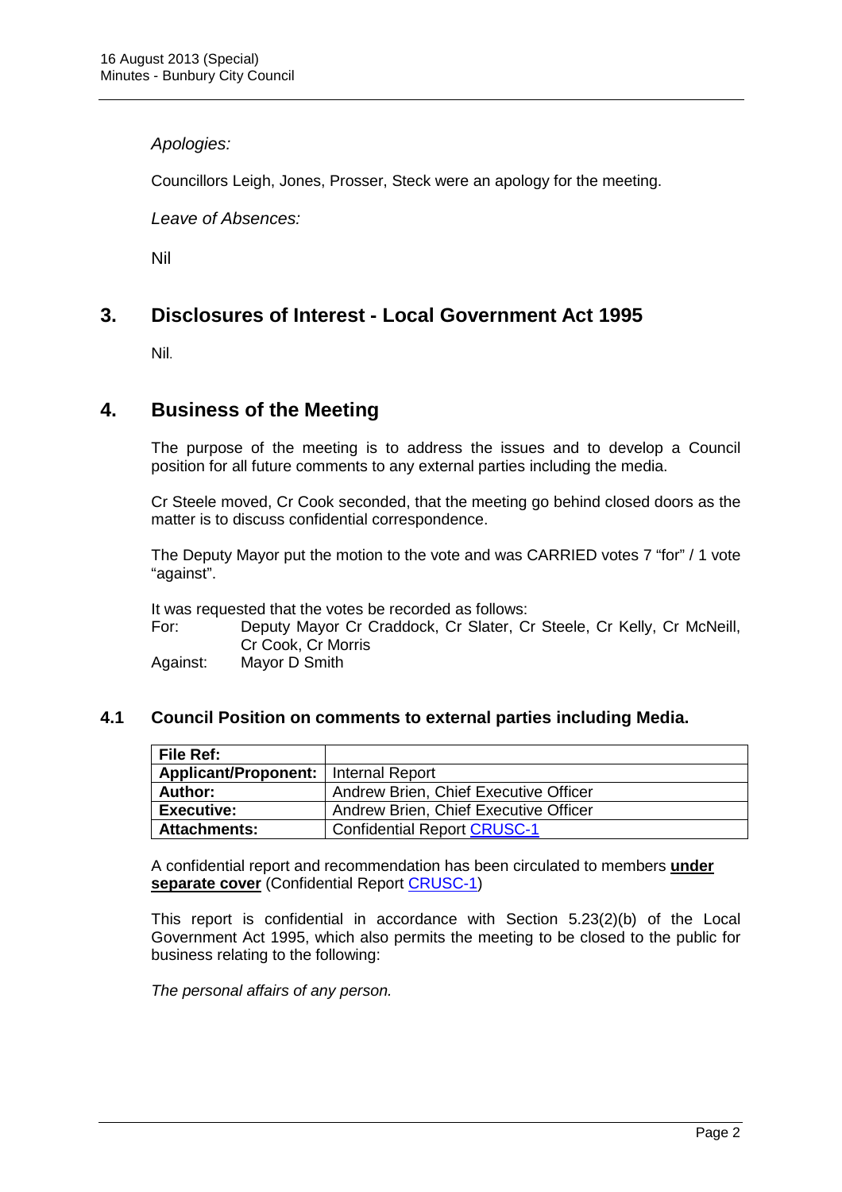*Apologies:*

Councillors Leigh, Jones, Prosser, Steck were an apology for the meeting.

*Leave of Absences:*

Nil

## 3. Disclosures of Interest - Local Government Act 1995

Nil.

## 4. Business of the Meeting

The purpose of the meeting is to address the issues and to develop a Council position for all future comments to any external parties including the media.

Cr Steele moved, Cr Cook seconded, that the meeting go behind closed doors as the matter is to discuss confidential correspondence.

The Deputy Mayor put the motion to the vote and was CARRIED votes 7 "for" / 1 vote "against".

It was requested that the votes be recorded as follows:

For: Deputy Mayor Cr Craddock, Cr Slater, Cr Steele, Cr Kelly, Cr McNeill, Cr Cook, Cr Morris

Against: Mayor D Smith

### 4.1 Council Position on comments to external parties including Media.

| **File Ref:** | |
|---|---|
| **Applicant/Proponent:** | Internal Report |
| **Author:** | Andrew Brien, Chief Executive Officer |
| **Executive:** | Andrew Brien, Chief Executive Officer |
| **Attachments:** | Confidential Report CRUSC-1 |

A confidential report and recommendation has been circulated to members **under separate cover** (Confidential Report CRUSC-1)

This report is confidential in accordance with Section 5.23(2)(b) of the Local Government Act 1995, which also permits the meeting to be closed to the public for business relating to the following:

*The personal affairs of any person.*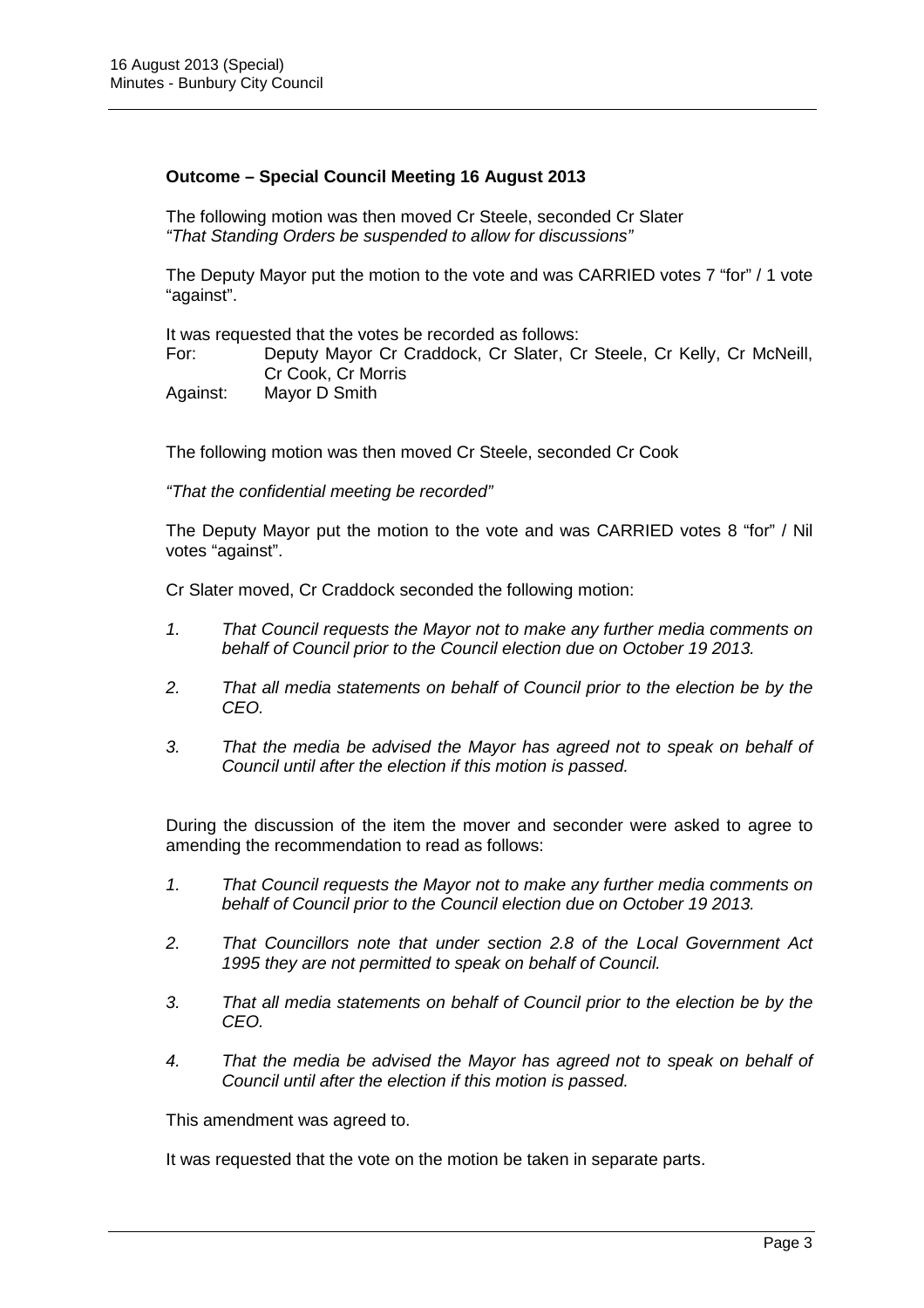**Outcome – Special Council Meeting 16 August 2013**

The following motion was then moved Cr Steele, seconded Cr Slater
*"That Standing Orders be suspended to allow for discussions"*

The Deputy Mayor put the motion to the vote and was CARRIED votes 7 "for" / 1 vote "against".

It was requested that the votes be recorded as follows:

For: Deputy Mayor Cr Craddock, Cr Slater, Cr Steele, Cr Kelly, Cr McNeill, Cr Cook, Cr Morris
Against: Mayor D Smith

The following motion was then moved Cr Steele, seconded Cr Cook

*"That the confidential meeting be recorded"*

The Deputy Mayor put the motion to the vote and was CARRIED votes 8 "for" / Nil votes "against".

Cr Slater moved, Cr Craddock seconded the following motion:

1. *That Council requests the Mayor not to make any further media comments on behalf of Council prior to the Council election due on October 19 2013.*

2. *That all media statements on behalf of Council prior to the election be by the CEO.*

3. *That the media be advised the Mayor has agreed not to speak on behalf of Council until after the election if this motion is passed.*

During the discussion of the item the mover and seconder were asked to agree to amending the recommendation to read as follows:

1. *That Council requests the Mayor not to make any further media comments on behalf of Council prior to the Council election due on October 19 2013.*

2. *That Councillors note that under section 2.8 of the Local Government Act 1995 they are not permitted to speak on behalf of Council.*

3. *That all media statements on behalf of Council prior to the election be by the CEO.*

4. *That the media be advised the Mayor has agreed not to speak on behalf of Council until after the election if this motion is passed.*

This amendment was agreed to.

It was requested that the vote on the motion be taken in separate parts.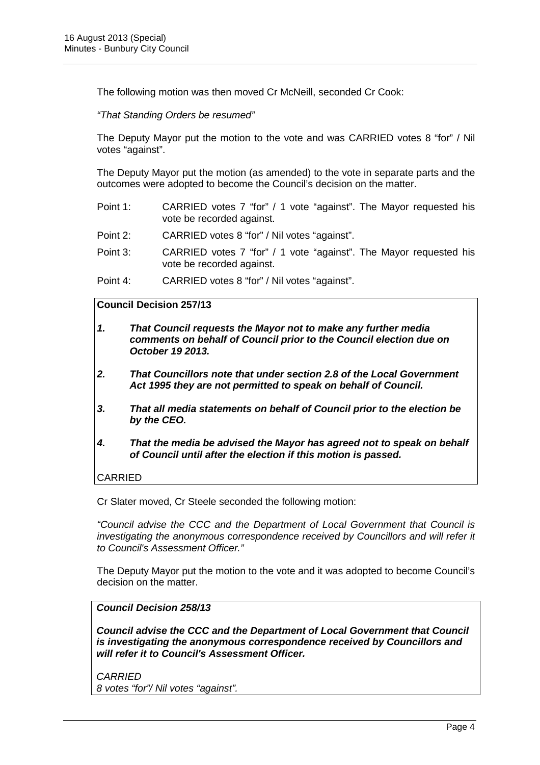The following motion was then moved Cr McNeill, seconded Cr Cook:

*"That Standing Orders be resumed"*

The Deputy Mayor put the motion to the vote and was CARRIED votes 8 "for" / Nil votes "against".

The Deputy Mayor put the motion (as amended) to the vote in separate parts and the outcomes were adopted to become the Council's decision on the matter.

Point 1: CARRIED votes 7 "for" / 1 vote "against". The Mayor requested his vote be recorded against.

Point 2: CARRIED votes 8 "for" / Nil votes "against".

Point 3: CARRIED votes 7 "for" / 1 vote "against". The Mayor requested his vote be recorded against.

Point 4: CARRIED votes 8 "for" / Nil votes "against".

**Council Decision 257/13**

1. ***That Council requests the Mayor not to make any further media comments on behalf of Council prior to the Council election due on October 19 2013.***
2. ***That Councillors note that under section 2.8 of the Local Government Act 1995 they are not permitted to speak on behalf of Council.***
3. ***That all media statements on behalf of Council prior to the election be by the CEO.***
4. ***That the media be advised the Mayor has agreed not to speak on behalf of Council until after the election if this motion is passed.***

CARRIED

Cr Slater moved, Cr Steele seconded the following motion:

*"Council advise the CCC and the Department of Local Government that Council is investigating the anonymous correspondence received by Councillors and will refer it to Council's Assessment Officer."*

The Deputy Mayor put the motion to the vote and it was adopted to become Council's decision on the matter.

***Council Decision 258/13***

***Council advise the CCC and the Department of Local Government that Council is investigating the anonymous correspondence received by Councillors and will refer it to Council's Assessment Officer.***

*CARRIED*
*8 votes "for"/ Nil votes "against".*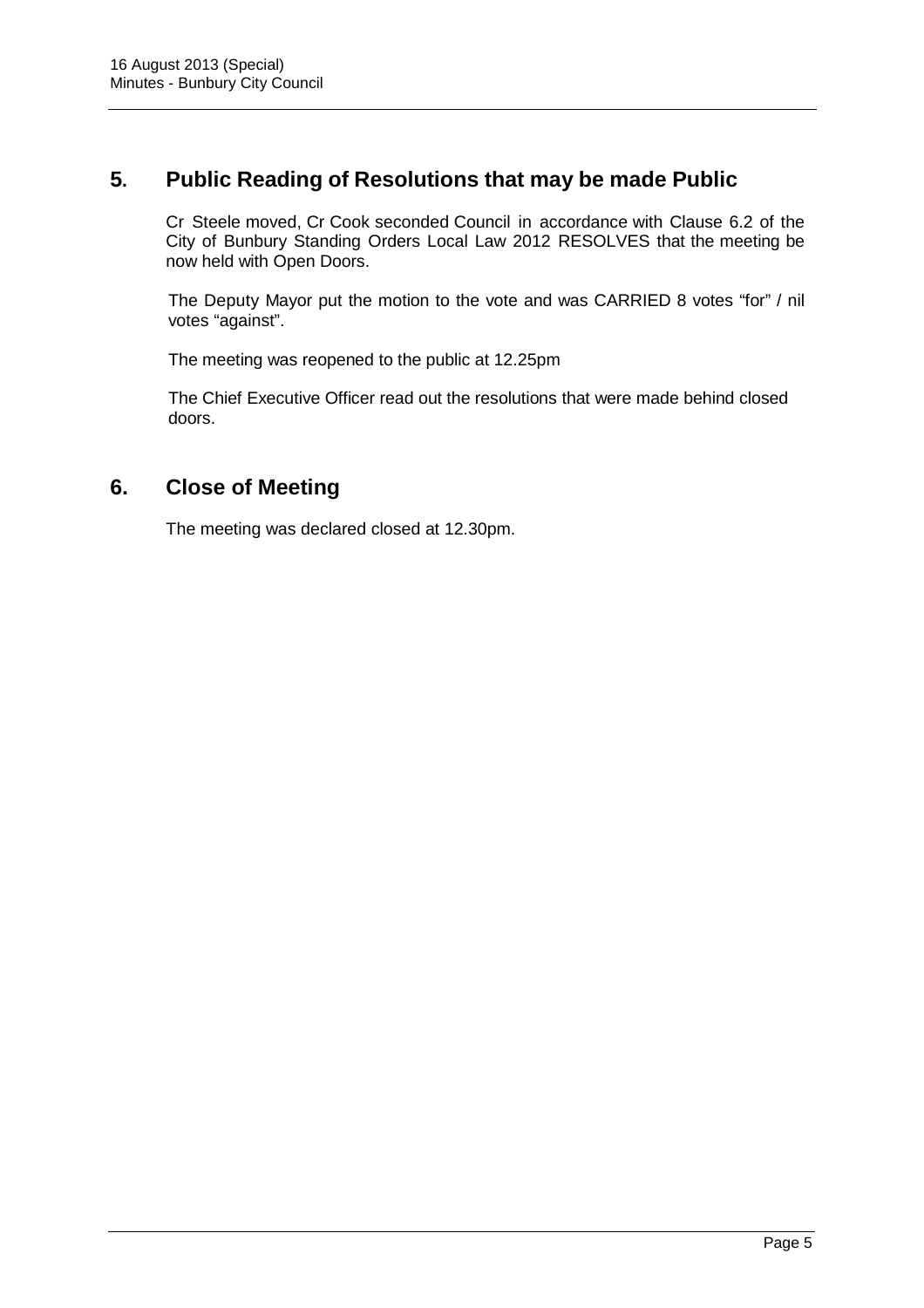## 5. Public Reading of Resolutions that may be made Public

Cr Steele moved, Cr Cook seconded Council in accordance with Clause 6.2 of the City of Bunbury Standing Orders Local Law 2012 RESOLVES that the meeting be now held with Open Doors.

The Deputy Mayor put the motion to the vote and was CARRIED 8 votes "for" / nil votes "against".

The meeting was reopened to the public at 12.25pm

The Chief Executive Officer read out the resolutions that were made behind closed doors.

## 6. Close of Meeting

The meeting was declared closed at 12.30pm.